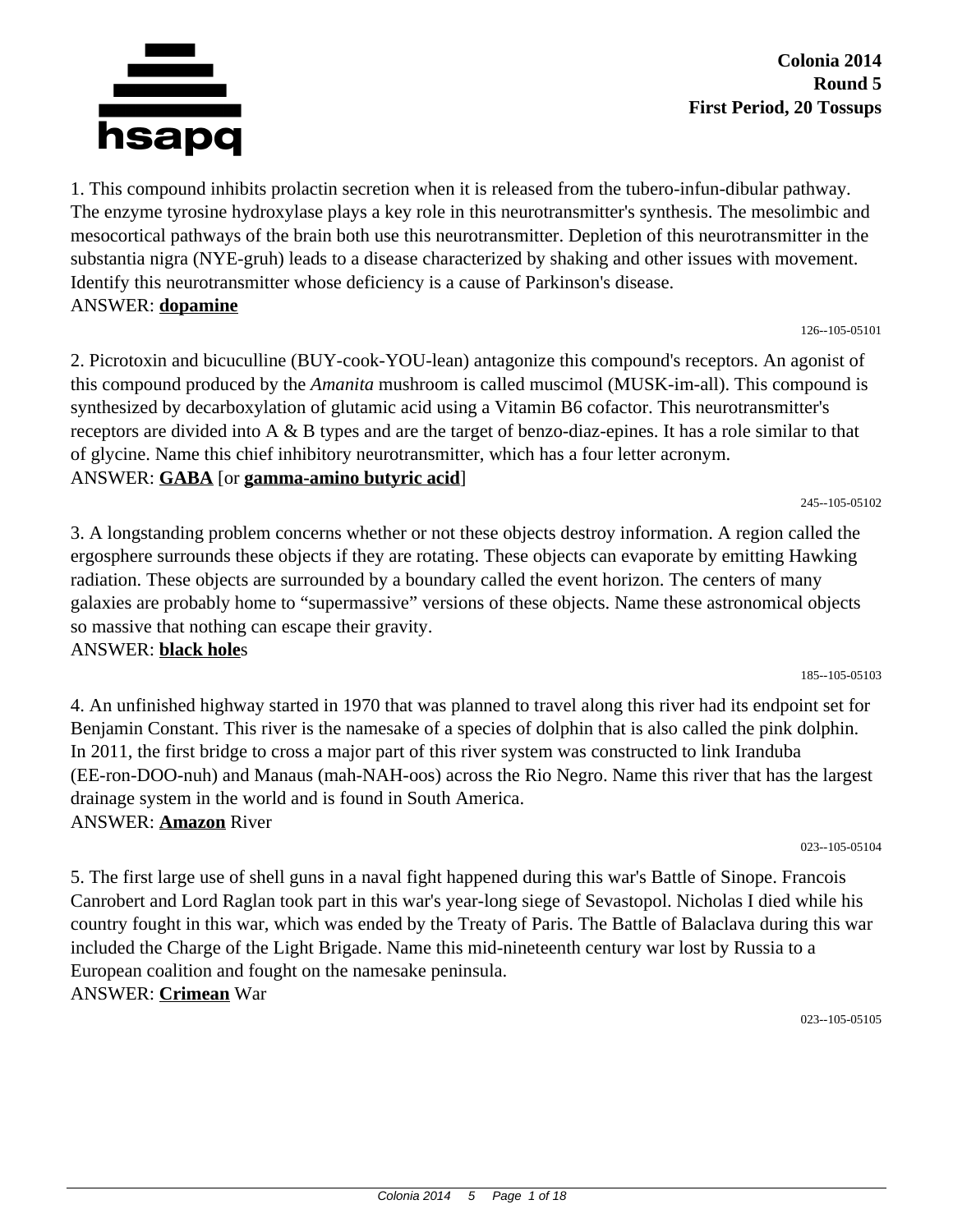**Colonia 2014**
**Round 5**
**First Period, 20 Tossups**

1. This compound inhibits prolactin secretion when it is released from the tubero-infun-dibular pathway. The enzyme tyrosine hydroxylase plays a key role in this neurotransmitter's synthesis. The mesolimbic and mesocortical pathways of the brain both use this neurotransmitter. Depletion of this neurotransmitter in the substantia nigra (NYE-gruh) leads to a disease characterized by shaking and other issues with movement. Identify this neurotransmitter whose deficiency is a cause of Parkinson's disease.
ANSWER: **dopamine**

126--105-05101

2. Picrotoxin and bicuculline (BUY-cook-YOU-lean) antagonize this compound's receptors. An agonist of this compound produced by the *Amanita* mushroom is called muscimol (MUSK-im-all). This compound is synthesized by decarboxylation of glutamic acid using a Vitamin B6 cofactor. This neurotransmitter's receptors are divided into A & B types and are the target of benzo-diaz-epines. It has a role similar to that of glycine. Name this chief inhibitory neurotransmitter, which has a four letter acronym.
ANSWER: **GABA** [or **gamma-amino butyric acid**]

245--105-05102

3. A longstanding problem concerns whether or not these objects destroy information. A region called the ergosphere surrounds these objects if they are rotating. These objects can evaporate by emitting Hawking radiation. These objects are surrounded by a boundary called the event horizon. The centers of many galaxies are probably home to "supermassive" versions of these objects. Name these astronomical objects so massive that nothing can escape their gravity.
ANSWER: **black hole**s

185--105-05103

4. An unfinished highway started in 1970 that was planned to travel along this river had its endpoint set for Benjamin Constant. This river is the namesake of a species of dolphin that is also called the pink dolphin. In 2011, the first bridge to cross a major part of this river system was constructed to link Iranduba (EE-ron-DOO-nuh) and Manaus (mah-NAH-oos) across the Rio Negro. Name this river that has the largest drainage system in the world and is found in South America.
ANSWER: **Amazon** River

023--105-05104

5. The first large use of shell guns in a naval fight happened during this war's Battle of Sinope. Francois Canrobert and Lord Raglan took part in this war's year-long siege of Sevastopol. Nicholas I died while his country fought in this war, which was ended by the Treaty of Paris. The Battle of Balaclava during this war included the Charge of the Light Brigade. Name this mid-nineteenth century war lost by Russia to a European coalition and fought on the namesake peninsula.
ANSWER: **Crimean** War

023--105-05105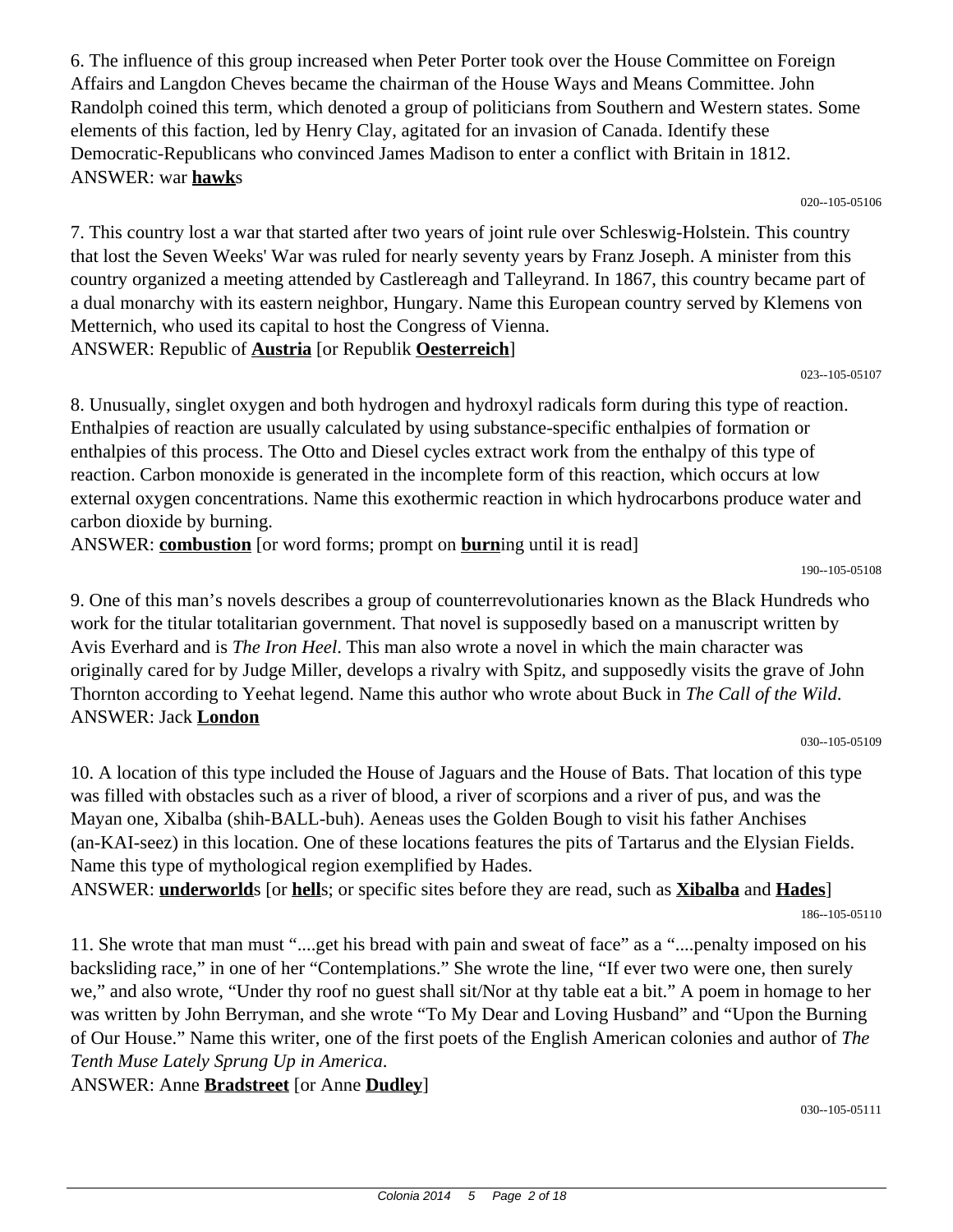6. The influence of this group increased when Peter Porter took over the House Committee on Foreign Affairs and Langdon Cheves became the chairman of the House Ways and Means Committee. John Randolph coined this term, which denoted a group of politicians from Southern and Western states. Some elements of this faction, led by Henry Clay, agitated for an invasion of Canada. Identify these Democratic-Republicans who convinced James Madison to enter a conflict with Britain in 1812.
ANSWER: war **<u>hawk</u>**s

020--105-05106

7. This country lost a war that started after two years of joint rule over Schleswig-Holstein. This country that lost the Seven Weeks' War was ruled for nearly seventy years by Franz Joseph. A minister from this country organized a meeting attended by Castlereagh and Talleyrand. In 1867, this country became part of a dual monarchy with its eastern neighbor, Hungary. Name this European country served by Klemens von Metternich, who used its capital to host the Congress of Vienna.
ANSWER: Republic of **<u>Austria</u>** [or Republik **<u>Oesterreich</u>**]

023--105-05107

8. Unusually, singlet oxygen and both hydrogen and hydroxyl radicals form during this type of reaction. Enthalpies of reaction are usually calculated by using substance-specific enthalpies of formation or enthalpies of this process. The Otto and Diesel cycles extract work from the enthalpy of this type of reaction. Carbon monoxide is generated in the incomplete form of this reaction, which occurs at low external oxygen concentrations. Name this exothermic reaction in which hydrocarbons produce water and carbon dioxide by burning.
ANSWER: **<u>combustion</u>** [or word forms; prompt on **<u>burn</u>**ing until it is read]

190--105-05108

9. One of this man's novels describes a group of counterrevolutionaries known as the Black Hundreds who work for the titular totalitarian government. That novel is supposedly based on a manuscript written by Avis Everhard and is *The Iron Heel*. This man also wrote a novel in which the main character was originally cared for by Judge Miller, develops a rivalry with Spitz, and supposedly visits the grave of John Thornton according to Yeehat legend. Name this author who wrote about Buck in *The Call of the Wild*.
ANSWER: Jack **<u>London</u>**

030--105-05109

10. A location of this type included the House of Jaguars and the House of Bats. That location of this type was filled with obstacles such as a river of blood, a river of scorpions and a river of pus, and was the Mayan one, Xibalba (shih-BALL-buh). Aeneas uses the Golden Bough to visit his father Anchises (an-KAI-seez) in this location. One of these locations features the pits of Tartarus and the Elysian Fields. Name this type of mythological region exemplified by Hades.
ANSWER: **<u>underworld</u>**s [or **<u>hell</u>**s; or specific sites before they are read, such as **<u>Xibalba</u>** and **<u>Hades</u>**]

186--105-05110

11. She wrote that man must "....get his bread with pain and sweat of face" as a "....penalty imposed on his backsliding race," in one of her "Contemplations." She wrote the line, "If ever two were one, then surely we," and also wrote, "Under thy roof no guest shall sit/Nor at thy table eat a bit." A poem in homage to her was written by John Berryman, and she wrote "To My Dear and Loving Husband" and "Upon the Burning of Our House." Name this writer, one of the first poets of the English American colonies and author of *The Tenth Muse Lately Sprung Up in America*.
ANSWER: Anne **<u>Bradstreet</u>** [or Anne **<u>Dudley</u>**]

030--105-05111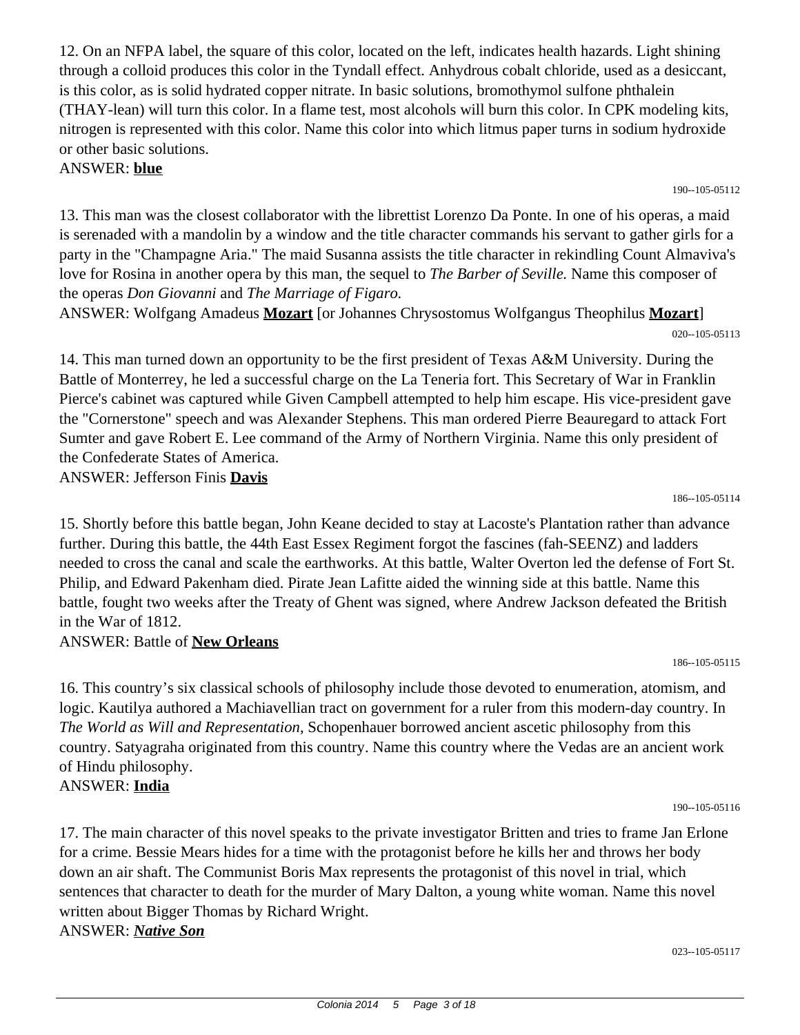12. On an NFPA label, the square of this color, located on the left, indicates health hazards. Light shining through a colloid produces this color in the Tyndall effect. Anhydrous cobalt chloride, used as a desiccant, is this color, as is solid hydrated copper nitrate. In basic solutions, bromothymol sulfone phthalein (THAY-lean) will turn this color. In a flame test, most alcohols will burn this color. In CPK modeling kits, nitrogen is represented with this color. Name this color into which litmus paper turns in sodium hydroxide or other basic solutions.

ANSWER: **blue**

190--105-05112

13. This man was the closest collaborator with the librettist Lorenzo Da Ponte. In one of his operas, a maid is serenaded with a mandolin by a window and the title character commands his servant to gather girls for a party in the "Champagne Aria." The maid Susanna assists the title character in rekindling Count Almaviva's love for Rosina in another opera by this man, the sequel to *The Barber of Seville.* Name this composer of the operas *Don Giovanni* and *The Marriage of Figaro.*

ANSWER: Wolfgang Amadeus **Mozart** [or Johannes Chrysostomus Wolfgangus Theophilus **Mozart**]

020--105-05113

14. This man turned down an opportunity to be the first president of Texas A&M University. During the Battle of Monterrey, he led a successful charge on the La Teneria fort. This Secretary of War in Franklin Pierce's cabinet was captured while Given Campbell attempted to help him escape. His vice-president gave the "Cornerstone" speech and was Alexander Stephens. This man ordered Pierre Beauregard to attack Fort Sumter and gave Robert E. Lee command of the Army of Northern Virginia. Name this only president of the Confederate States of America.

ANSWER: Jefferson Finis **Davis**

186--105-05114

15. Shortly before this battle began, John Keane decided to stay at Lacoste's Plantation rather than advance further. During this battle, the 44th East Essex Regiment forgot the fascines (fah-SEENZ) and ladders needed to cross the canal and scale the earthworks. At this battle, Walter Overton led the defense of Fort St. Philip, and Edward Pakenham died. Pirate Jean Lafitte aided the winning side at this battle. Name this battle, fought two weeks after the Treaty of Ghent was signed, where Andrew Jackson defeated the British in the War of 1812.

ANSWER: Battle of **New Orleans**

186--105-05115

16. This country's six classical schools of philosophy include those devoted to enumeration, atomism, and logic. Kautilya authored a Machiavellian tract on government for a ruler from this modern-day country. In *The World as Will and Representation,* Schopenhauer borrowed ancient ascetic philosophy from this country. Satyagraha originated from this country. Name this country where the Vedas are an ancient work of Hindu philosophy.

ANSWER: **India**

190--105-05116

17. The main character of this novel speaks to the private investigator Britten and tries to frame Jan Erlone for a crime. Bessie Mears hides for a time with the protagonist before he kills her and throws her body down an air shaft. The Communist Boris Max represents the protagonist of this novel in trial, which sentences that character to death for the murder of Mary Dalton, a young white woman. Name this novel written about Bigger Thomas by Richard Wright.

ANSWER: ***Native Son***

023--105-05117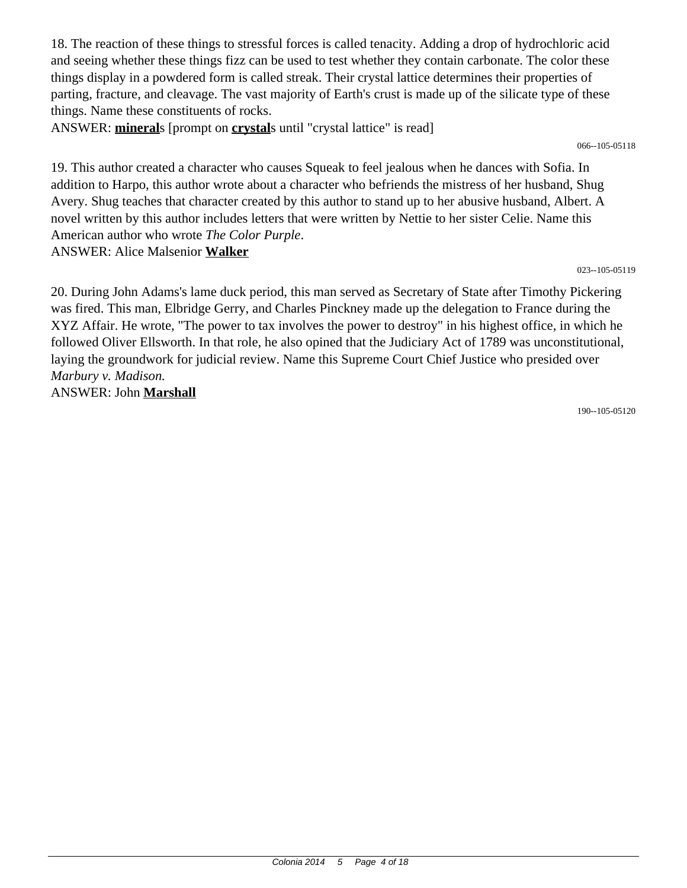18. The reaction of these things to stressful forces is called tenacity. Adding a drop of hydrochloric acid and seeing whether these things fizz can be used to test whether they contain carbonate. The color these things display in a powdered form is called streak. Their crystal lattice determines their properties of parting, fracture, and cleavage. The vast majority of Earth's crust is made up of the silicate type of these things. Name these constituents of rocks.

ANSWER: **mineral**s [prompt on **crystal**s until "crystal lattice" is read]

066--105-05118

19. This author created a character who causes Squeak to feel jealous when he dances with Sofia. In addition to Harpo, this author wrote about a character who befriends the mistress of her husband, Shug Avery. Shug teaches that character created by this author to stand up to her abusive husband, Albert. A novel written by this author includes letters that were written by Nettie to her sister Celie. Name this American author who wrote *The Color Purple*.

ANSWER: Alice Malsenior **Walker**

023--105-05119

20. During John Adams's lame duck period, this man served as Secretary of State after Timothy Pickering was fired. This man, Elbridge Gerry, and Charles Pinckney made up the delegation to France during the XYZ Affair. He wrote, "The power to tax involves the power to destroy" in his highest office, in which he followed Oliver Ellsworth. In that role, he also opined that the Judiciary Act of 1789 was unconstitutional, laying the groundwork for judicial review. Name this Supreme Court Chief Justice who presided over *Marbury v. Madison.*

ANSWER: John **Marshall**

190--105-05120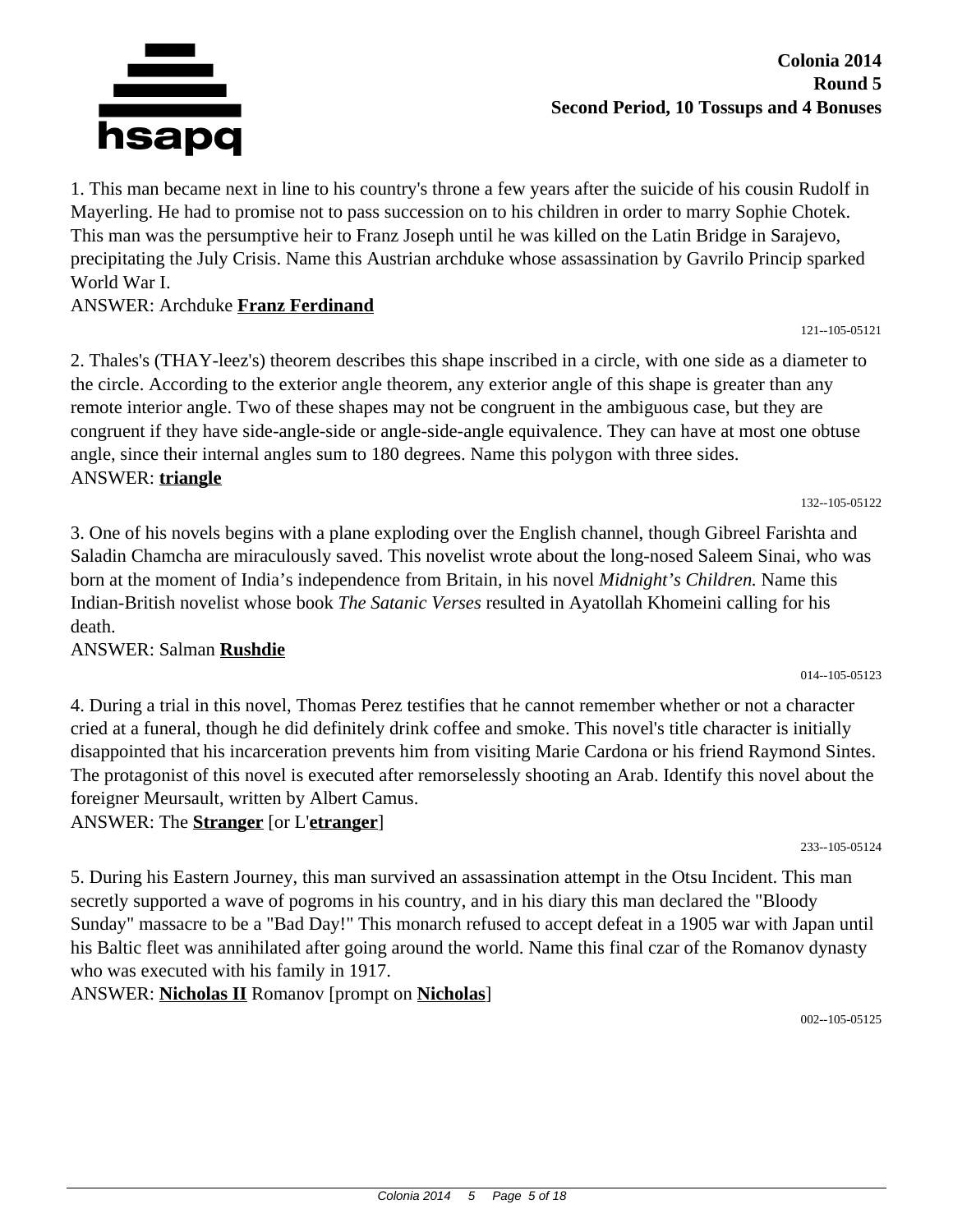**Colonia 2014**
**Round 5**
**Second Period, 10 Tossups and 4 Bonuses**

1. This man became next in line to his country's throne a few years after the suicide of his cousin Rudolf in Mayerling. He had to promise not to pass succession on to his children in order to marry Sophie Chotek. This man was the persumptive heir to Franz Joseph until he was killed on the Latin Bridge in Sarajevo, precipitating the July Crisis. Name this Austrian archduke whose assassination by Gavrilo Princip sparked World War I.
ANSWER: Archduke **Franz Ferdinand**

121--105-05121

2. Thales's (THAY-leez's) theorem describes this shape inscribed in a circle, with one side as a diameter to the circle. According to the exterior angle theorem, any exterior angle of this shape is greater than any remote interior angle. Two of these shapes may not be congruent in the ambiguous case, but they are congruent if they have side-angle-side or angle-side-angle equivalence. They can have at most one obtuse angle, since their internal angles sum to 180 degrees. Name this polygon with three sides.
ANSWER: **triangle**

132--105-05122

3. One of his novels begins with a plane exploding over the English channel, though Gibreel Farishta and Saladin Chamcha are miraculously saved. This novelist wrote about the long-nosed Saleem Sinai, who was born at the moment of India’s independence from Britain, in his novel *Midnight’s Children.* Name this Indian-British novelist whose book *The Satanic Verses* resulted in Ayatollah Khomeini calling for his death.
ANSWER: Salman **Rushdie**

014--105-05123

4. During a trial in this novel, Thomas Perez testifies that he cannot remember whether or not a character cried at a funeral, though he did definitely drink coffee and smoke. This novel's title character is initially disappointed that his incarceration prevents him from visiting Marie Cardona or his friend Raymond Sintes. The protagonist of this novel is executed after remorselessly shooting an Arab. Identify this novel about the foreigner Meursault, written by Albert Camus.
ANSWER: The **Stranger** [or L'**etranger**]

233--105-05124

5. During his Eastern Journey, this man survived an assassination attempt in the Otsu Incident. This man secretly supported a wave of pogroms in his country, and in his diary this man declared the "Bloody Sunday" massacre to be a "Bad Day!" This monarch refused to accept defeat in a 1905 war with Japan until his Baltic fleet was annihilated after going around the world. Name this final czar of the Romanov dynasty who was executed with his family in 1917.
ANSWER: **Nicholas II** Romanov [prompt on **Nicholas**]

002--105-05125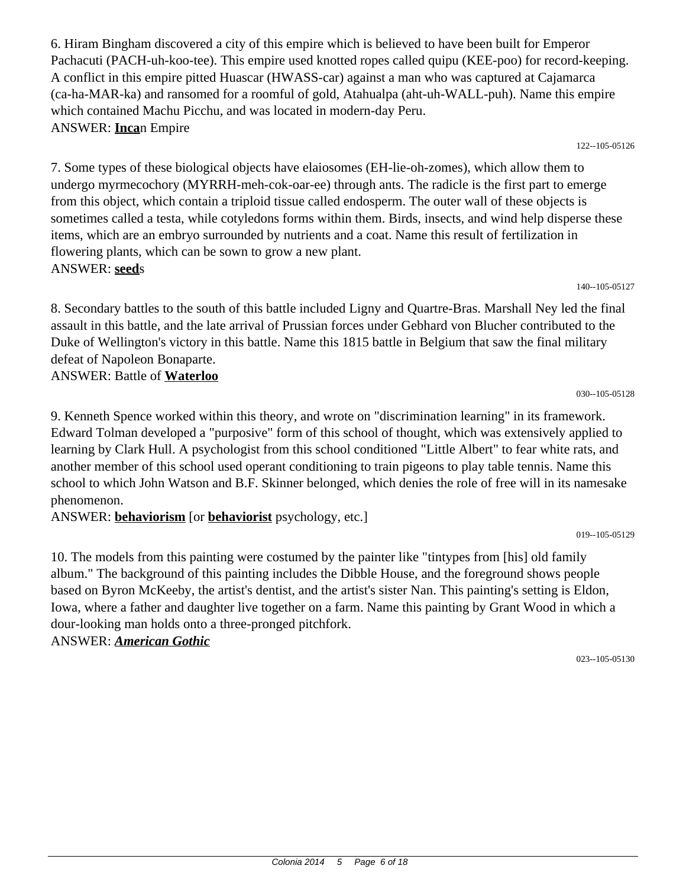6. Hiram Bingham discovered a city of this empire which is believed to have been built for Emperor Pachacuti (PACH-uh-koo-tee). This empire used knotted ropes called quipu (KEE-poo) for record-keeping. A conflict in this empire pitted Huascar (HWASS-car) against a man who was captured at Cajamarca (ca-ha-MAR-ka) and ransomed for a roomful of gold, Atahualpa (aht-uh-WALL-puh). Name this empire which contained Machu Picchu, and was located in modern-day Peru.
ANSWER: **Inca**n Empire

122--105-05126

7. Some types of these biological objects have elaiosomes (EH-lie-oh-zomes), which allow them to undergo myrmecochory (MYRRH-meh-cok-oar-ee) through ants. The radicle is the first part to emerge from this object, which contain a triploid tissue called endosperm. The outer wall of these objects is sometimes called a testa, while cotyledons forms within them. Birds, insects, and wind help disperse these items, which are an embryo surrounded by nutrients and a coat. Name this result of fertilization in flowering plants, which can be sown to grow a new plant.
ANSWER: **seed**s

140--105-05127

8. Secondary battles to the south of this battle included Ligny and Quartre-Bras. Marshall Ney led the final assault in this battle, and the late arrival of Prussian forces under Gebhard von Blucher contributed to the Duke of Wellington's victory in this battle. Name this 1815 battle in Belgium that saw the final military defeat of Napoleon Bonaparte.
ANSWER: Battle of **Waterloo**

030--105-05128

9. Kenneth Spence worked within this theory, and wrote on "discrimination learning" in its framework. Edward Tolman developed a "purposive" form of this school of thought, which was extensively applied to learning by Clark Hull. A psychologist from this school conditioned "Little Albert" to fear white rats, and another member of this school used operant conditioning to train pigeons to play table tennis. Name this school to which John Watson and B.F. Skinner belonged, which denies the role of free will in its namesake phenomenon.
ANSWER: **behaviorism** [or **behaviorist** psychology, etc.]

019--105-05129

10. The models from this painting were costumed by the painter like "tintypes from [his] old family album." The background of this painting includes the Dibble House, and the foreground shows people based on Byron McKeeby, the artist's dentist, and the artist's sister Nan. This painting's setting is Eldon, Iowa, where a father and daughter live together on a farm. Name this painting by Grant Wood in which a dour-looking man holds onto a three-pronged pitchfork.
ANSWER: ***American Gothic***

023--105-05130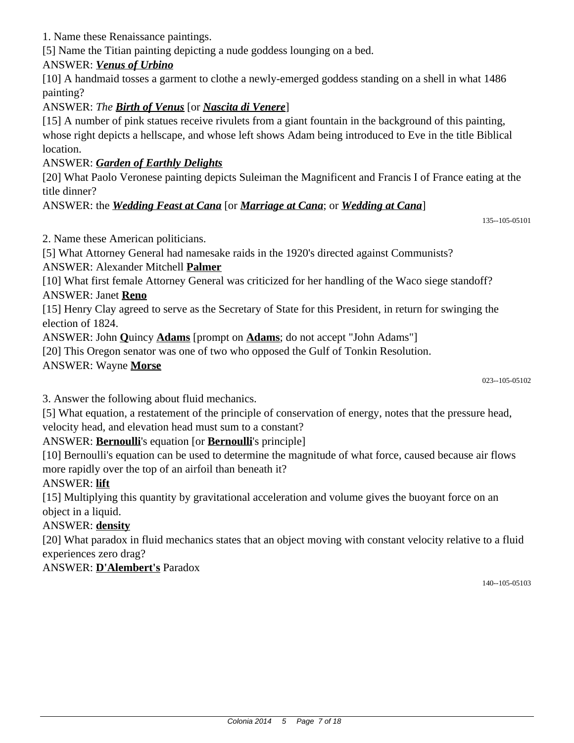1. Name these Renaissance paintings.

[5] Name the Titian painting depicting a nude goddess lounging on a bed.

ANSWER: ***Venus of Urbino***

[10] A handmaid tosses a garment to clothe a newly-emerged goddess standing on a shell in what 1486 painting?

ANSWER: *The **Birth of Venus*** [or ***Nascita di Venere***]

[15] A number of pink statues receive rivulets from a giant fountain in the background of this painting, whose right depicts a hellscape, and whose left shows Adam being introduced to Eve in the title Biblical location.

ANSWER: ***Garden of Earthly Delights***

[20] What Paolo Veronese painting depicts Suleiman the Magnificent and Francis I of France eating at the title dinner?

ANSWER: the ***Wedding Feast at Cana*** [or ***Marriage at Cana***; or ***Wedding at Cana***]

135--105-05101

2. Name these American politicians.

[5] What Attorney General had namesake raids in the 1920's directed against Communists?

ANSWER: Alexander Mitchell **Palmer**

[10] What first female Attorney General was criticized for her handling of the Waco siege standoff?

ANSWER: Janet **Reno**

[15] Henry Clay agreed to serve as the Secretary of State for this President, in return for swinging the election of 1824.

ANSWER: John **Q**uincy **Adams** [prompt on **Adams**; do not accept "John Adams"]

[20] This Oregon senator was one of two who opposed the Gulf of Tonkin Resolution.

ANSWER: Wayne **Morse**

023--105-05102

3. Answer the following about fluid mechanics.

[5] What equation, a restatement of the principle of conservation of energy, notes that the pressure head, velocity head, and elevation head must sum to a constant?

ANSWER: **Bernoulli**'s equation [or **Bernoulli**'s principle]

[10] Bernoulli's equation can be used to determine the magnitude of what force, caused because air flows more rapidly over the top of an airfoil than beneath it?

ANSWER: **lift**

[15] Multiplying this quantity by gravitational acceleration and volume gives the buoyant force on an object in a liquid.

ANSWER: **density**

[20] What paradox in fluid mechanics states that an object moving with constant velocity relative to a fluid experiences zero drag?

ANSWER: **D'Alembert's** Paradox

140--105-05103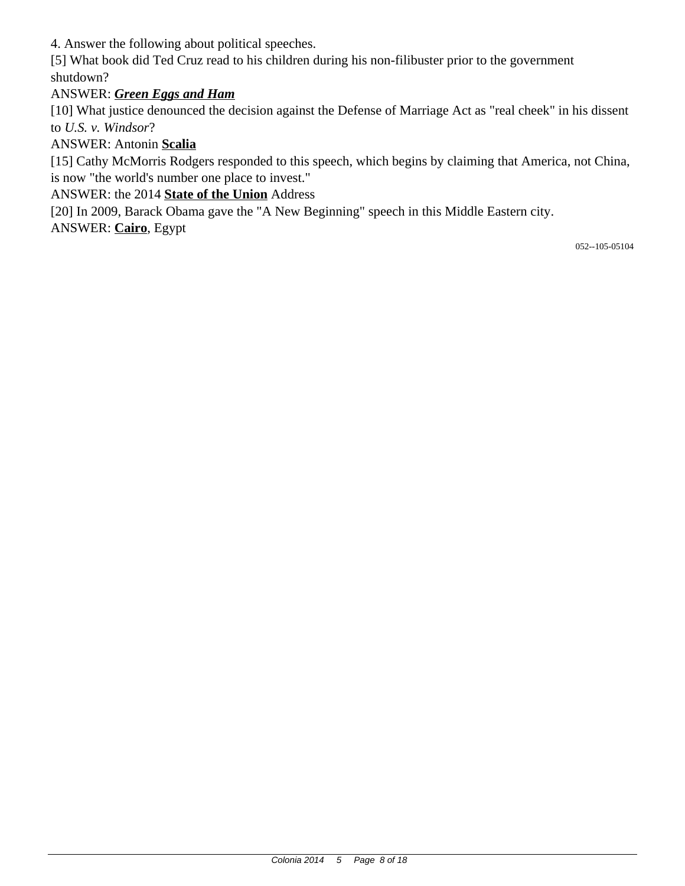4. Answer the following about political speeches.

[5] What book did Ted Cruz read to his children during his non-filibuster prior to the government shutdown?

ANSWER: ***<u>Green Eggs and Ham</u>***

[10] What justice denounced the decision against the Defense of Marriage Act as "real cheek" in his dissent to *U.S. v. Windsor*?

ANSWER: Antonin **<u>Scalia</u>**

[15] Cathy McMorris Rodgers responded to this speech, which begins by claiming that America, not China, is now "the world's number one place to invest."

ANSWER: the 2014 **<u>State of the Union</u>** Address

[20] In 2009, Barack Obama gave the "A New Beginning" speech in this Middle Eastern city.

ANSWER: **<u>Cairo</u>**, Egypt

052--105-05104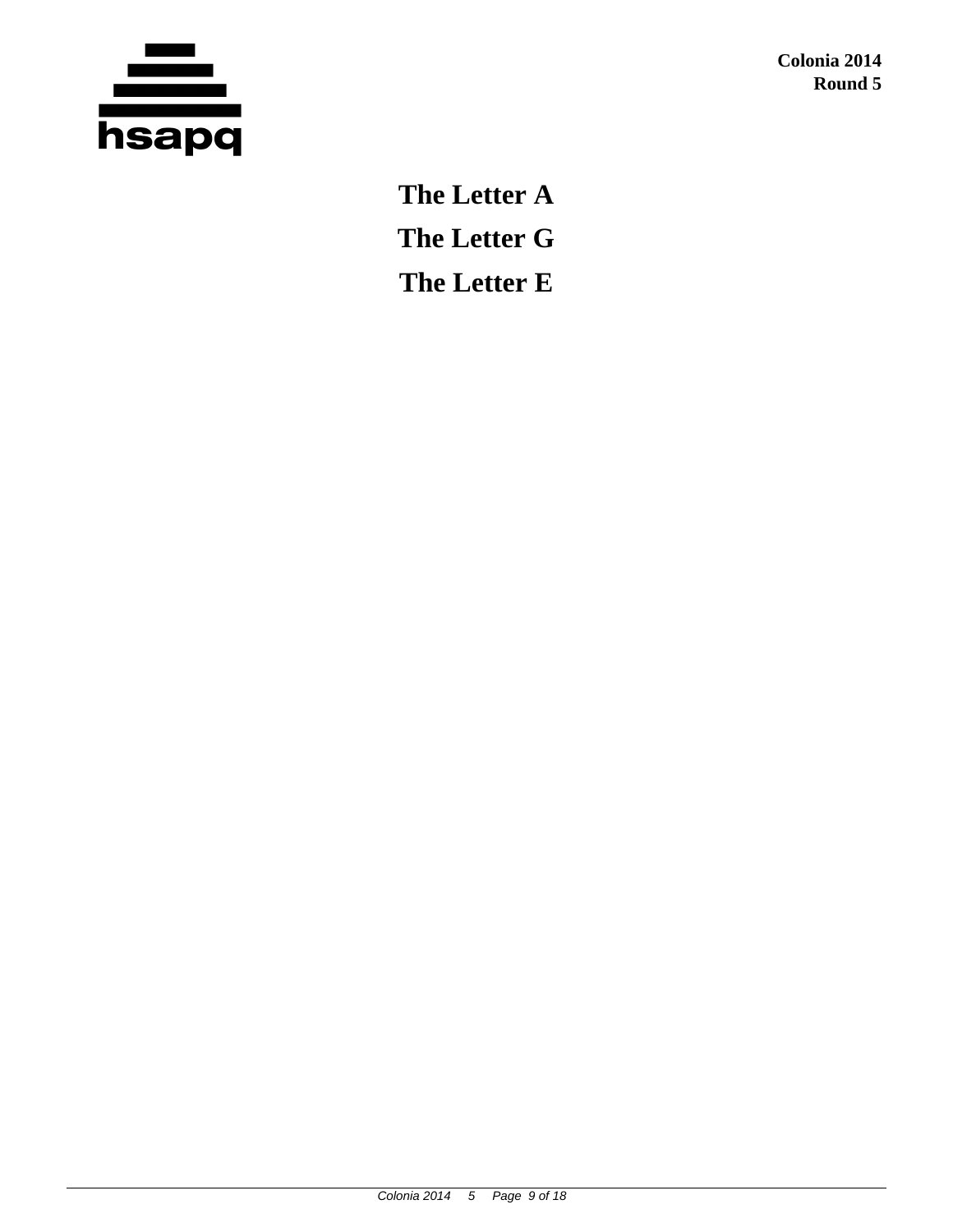**The Letter A**

**The Letter G**

**The Letter E**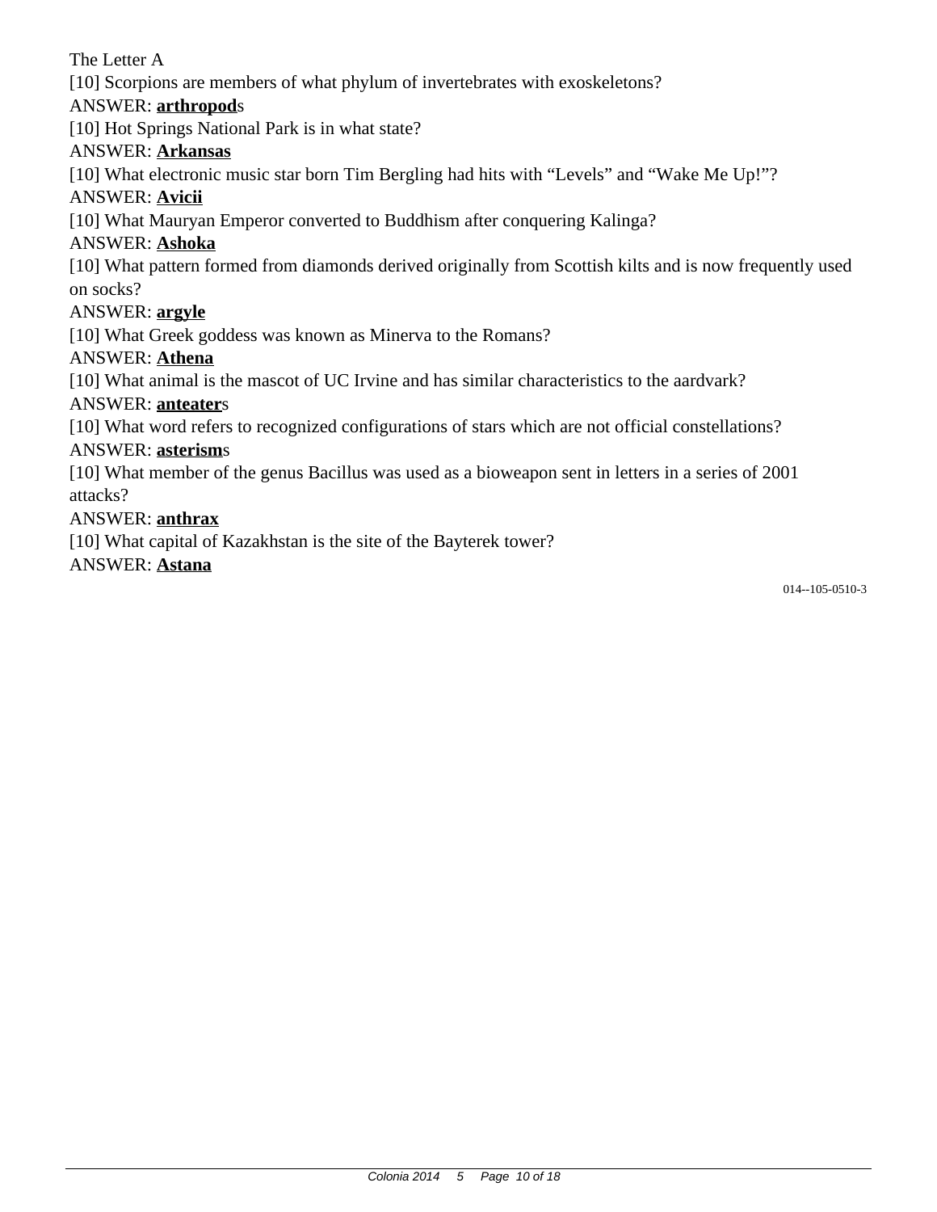The Letter A

[10] Scorpions are members of what phylum of invertebrates with exoskeletons?

ANSWER: **arthropod**s

[10] Hot Springs National Park is in what state?

ANSWER: **Arkansas**

[10] What electronic music star born Tim Bergling had hits with "Levels" and "Wake Me Up!"?

ANSWER: **Avicii**

[10] What Mauryan Emperor converted to Buddhism after conquering Kalinga?

ANSWER: **Ashoka**

[10] What pattern formed from diamonds derived originally from Scottish kilts and is now frequently used on socks?

ANSWER: **argyle**

[10] What Greek goddess was known as Minerva to the Romans?

ANSWER: **Athena**

[10] What animal is the mascot of UC Irvine and has similar characteristics to the aardvark?

ANSWER: **anteater**s

[10] What word refers to recognized configurations of stars which are not official constellations?

ANSWER: **asterism**s

[10] What member of the genus Bacillus was used as a bioweapon sent in letters in a series of 2001 attacks?

ANSWER: **anthrax**

[10] What capital of Kazakhstan is the site of the Bayterek tower?

ANSWER: **Astana**

014--105-0510-3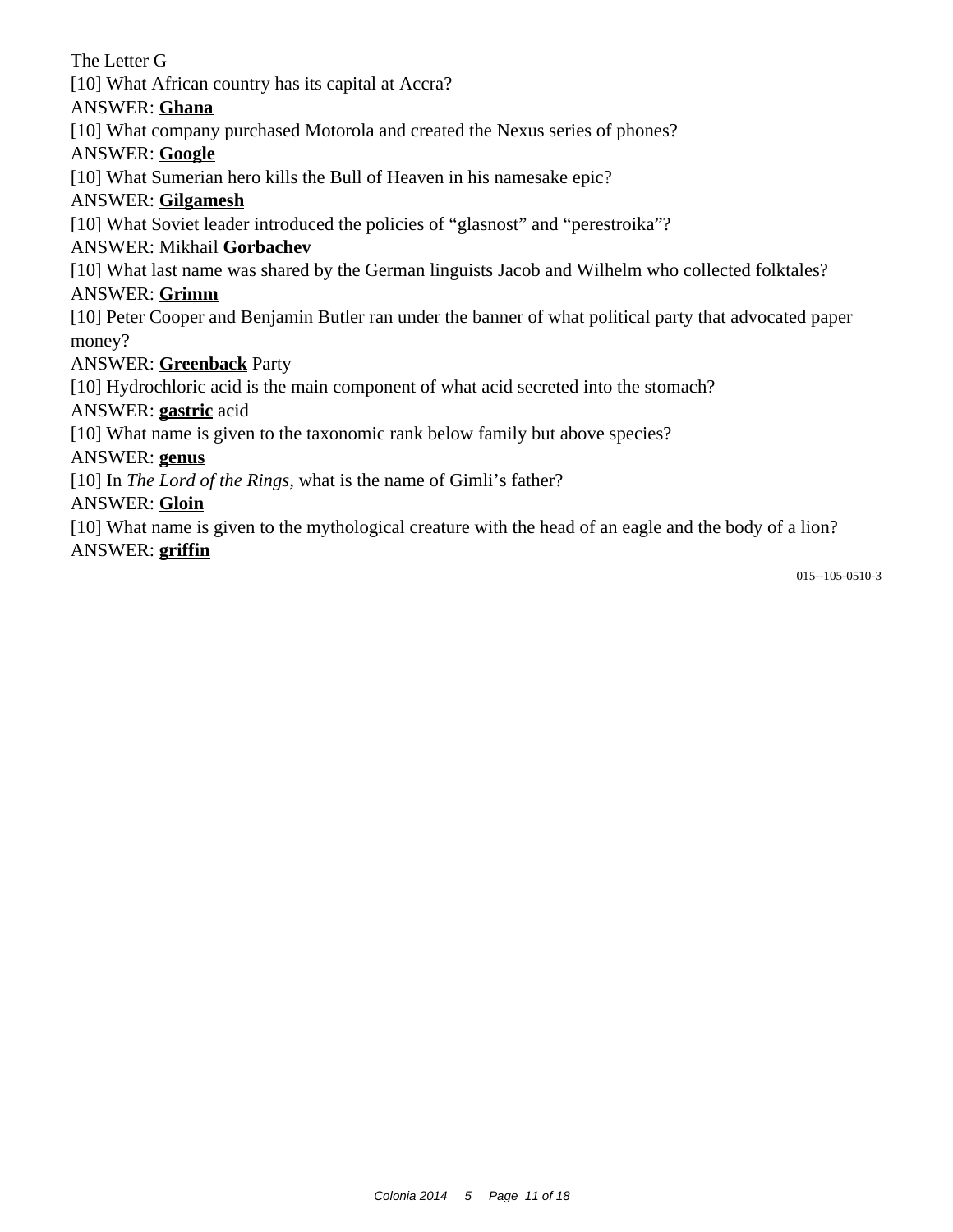The Letter G

[10] What African country has its capital at Accra?

ANSWER: **<u>Ghana</u>**

[10] What company purchased Motorola and created the Nexus series of phones?

ANSWER: **<u>Google</u>**

[10] What Sumerian hero kills the Bull of Heaven in his namesake epic?

ANSWER: **<u>Gilgamesh</u>**

[10] What Soviet leader introduced the policies of "glasnost" and "perestroika"?

ANSWER: Mikhail **<u>Gorbachev</u>**

[10] What last name was shared by the German linguists Jacob and Wilhelm who collected folktales?

ANSWER: **<u>Grimm</u>**

[10] Peter Cooper and Benjamin Butler ran under the banner of what political party that advocated paper money?

ANSWER: **<u>Greenback</u>** Party

[10] Hydrochloric acid is the main component of what acid secreted into the stomach?

ANSWER: **<u>gastric</u>** acid

[10] What name is given to the taxonomic rank below family but above species?

ANSWER: **<u>genus</u>**

[10] In *The Lord of the Rings*, what is the name of Gimli's father?

ANSWER: **<u>Gloin</u>**

[10] What name is given to the mythological creature with the head of an eagle and the body of a lion?

ANSWER: **<u>griffin</u>**

015--105-0510-3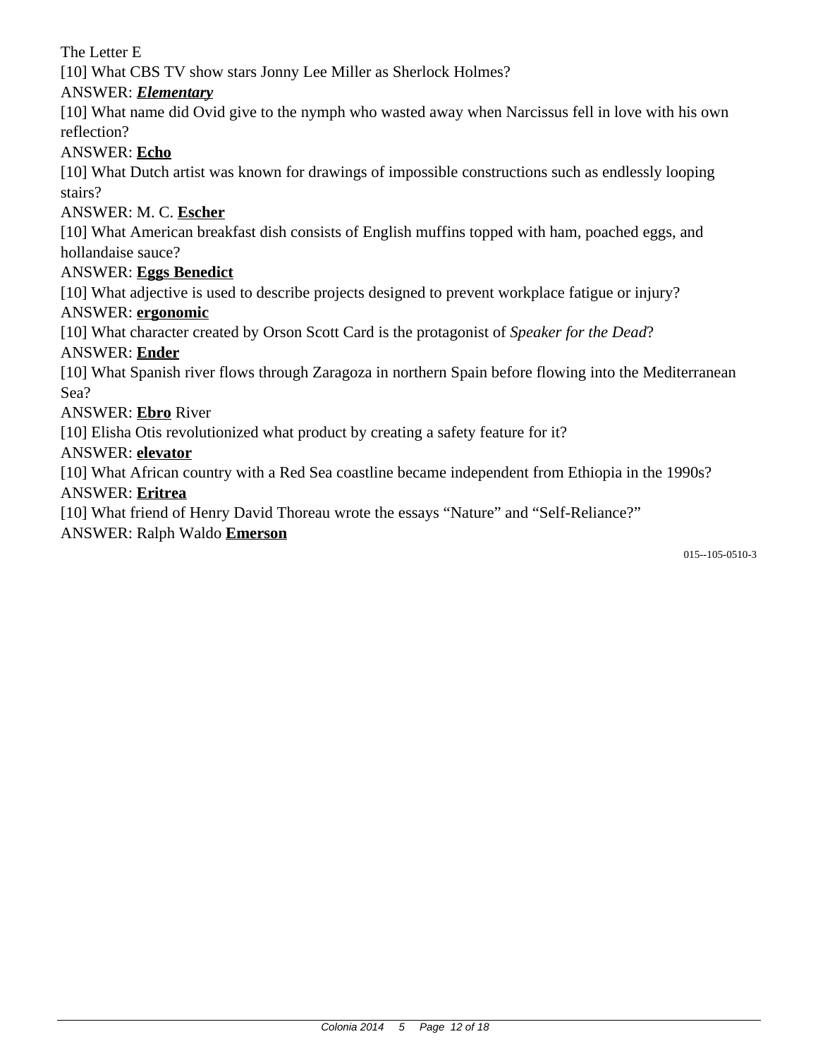The Letter E

[10] What CBS TV show stars Jonny Lee Miller as Sherlock Holmes?

ANSWER: ***Elementary***

[10] What name did Ovid give to the nymph who wasted away when Narcissus fell in love with his own reflection?

ANSWER: **Echo**

[10] What Dutch artist was known for drawings of impossible constructions such as endlessly looping stairs?

ANSWER: M. C. **Escher**

[10] What American breakfast dish consists of English muffins topped with ham, poached eggs, and hollandaise sauce?

ANSWER: **Eggs Benedict**

[10] What adjective is used to describe projects designed to prevent workplace fatigue or injury?

ANSWER: **ergonomic**

[10] What character created by Orson Scott Card is the protagonist of *Speaker for the Dead*?

ANSWER: **Ender**

[10] What Spanish river flows through Zaragoza in northern Spain before flowing into the Mediterranean Sea?

ANSWER: **Ebro** River

[10] Elisha Otis revolutionized what product by creating a safety feature for it?

ANSWER: **elevator**

[10] What African country with a Red Sea coastline became independent from Ethiopia in the 1990s?

ANSWER: **Eritrea**

[10] What friend of Henry David Thoreau wrote the essays "Nature" and "Self-Reliance?"

ANSWER: Ralph Waldo **Emerson**

015--105-0510-3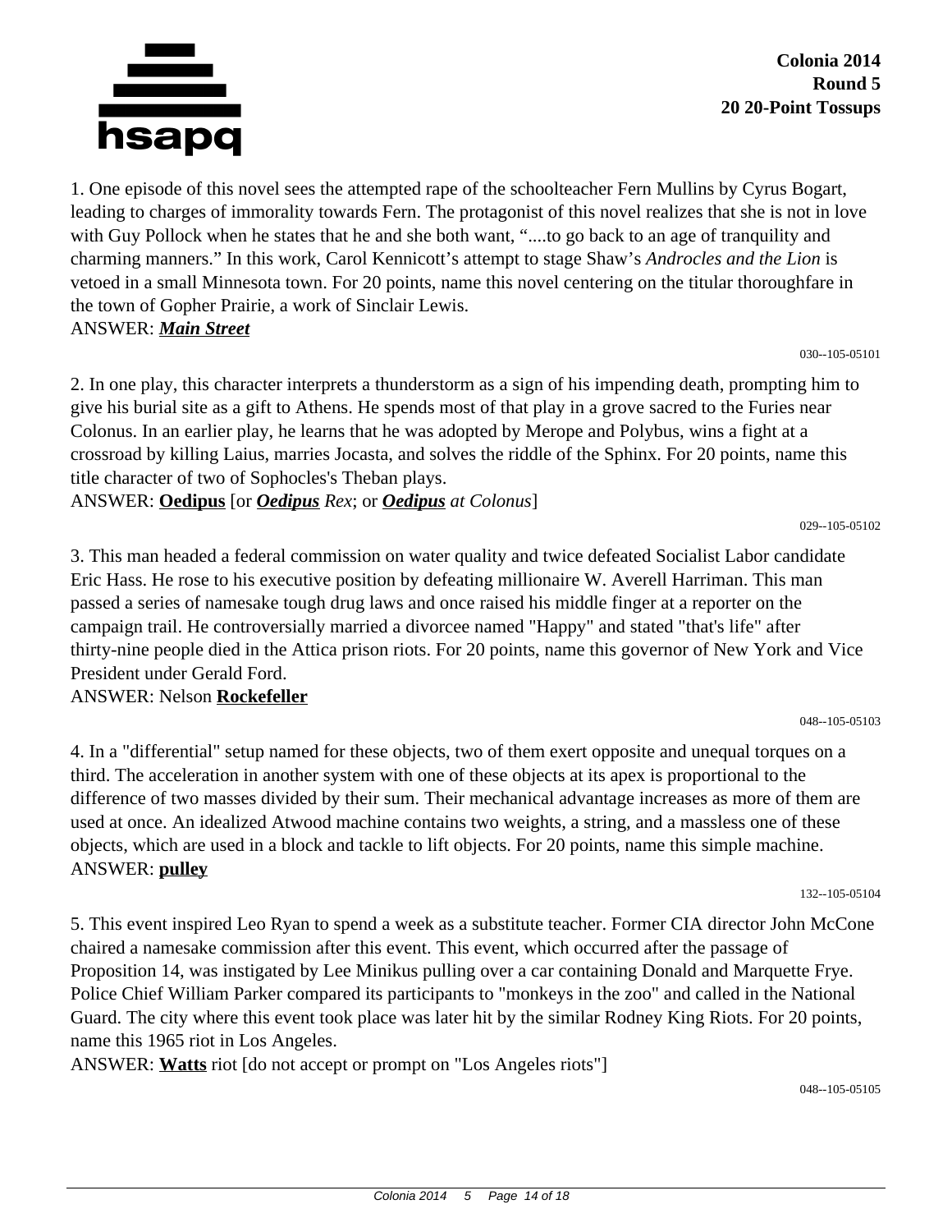**Colonia 2014**
**Round 5**
**20 20-Point Tossups**

1. One episode of this novel sees the attempted rape of the schoolteacher Fern Mullins by Cyrus Bogart, leading to charges of immorality towards Fern. The protagonist of this novel realizes that she is not in love with Guy Pollock when he states that he and she both want, "....to go back to an age of tranquility and charming manners." In this work, Carol Kennicott's attempt to stage Shaw's *Androcles and the Lion* is vetoed in a small Minnesota town. For 20 points, name this novel centering on the titular thoroughfare in the town of Gopher Prairie, a work of Sinclair Lewis.
ANSWER: ***Main Street***

030--105-05101

2. In one play, this character interprets a thunderstorm as a sign of his impending death, prompting him to give his burial site as a gift to Athens. He spends most of that play in a grove sacred to the Furies near Colonus. In an earlier play, he learns that he was adopted by Merope and Polybus, wins a fight at a crossroad by killing Laius, marries Jocasta, and solves the riddle of the Sphinx. For 20 points, name this title character of two of Sophocles's Theban plays.
ANSWER: **Oedipus** [or ***Oedipus*** *Rex*; or ***Oedipus*** *at Colonus*]

029--105-05102

3. This man headed a federal commission on water quality and twice defeated Socialist Labor candidate Eric Hass. He rose to his executive position by defeating millionaire W. Averell Harriman. This man passed a series of namesake tough drug laws and once raised his middle finger at a reporter on the campaign trail. He controversially married a divorcee named "Happy" and stated "that's life" after thirty-nine people died in the Attica prison riots. For 20 points, name this governor of New York and Vice President under Gerald Ford.
ANSWER: Nelson **Rockefeller**

048--105-05103

4. In a "differential" setup named for these objects, two of them exert opposite and unequal torques on a third. The acceleration in another system with one of these objects at its apex is proportional to the difference of two masses divided by their sum. Their mechanical advantage increases as more of them are used at once. An idealized Atwood machine contains two weights, a string, and a massless one of these objects, which are used in a block and tackle to lift objects. For 20 points, name this simple machine.
ANSWER: **pulley**

132--105-05104

5. This event inspired Leo Ryan to spend a week as a substitute teacher. Former CIA director John McCone chaired a namesake commission after this event. This event, which occurred after the passage of Proposition 14, was instigated by Lee Minikus pulling over a car containing Donald and Marquette Frye. Police Chief William Parker compared its participants to "monkeys in the zoo" and called in the National Guard. The city where this event took place was later hit by the similar Rodney King Riots. For 20 points, name this 1965 riot in Los Angeles.
ANSWER: **Watts** riot [do not accept or prompt on "Los Angeles riots"]

048--105-05105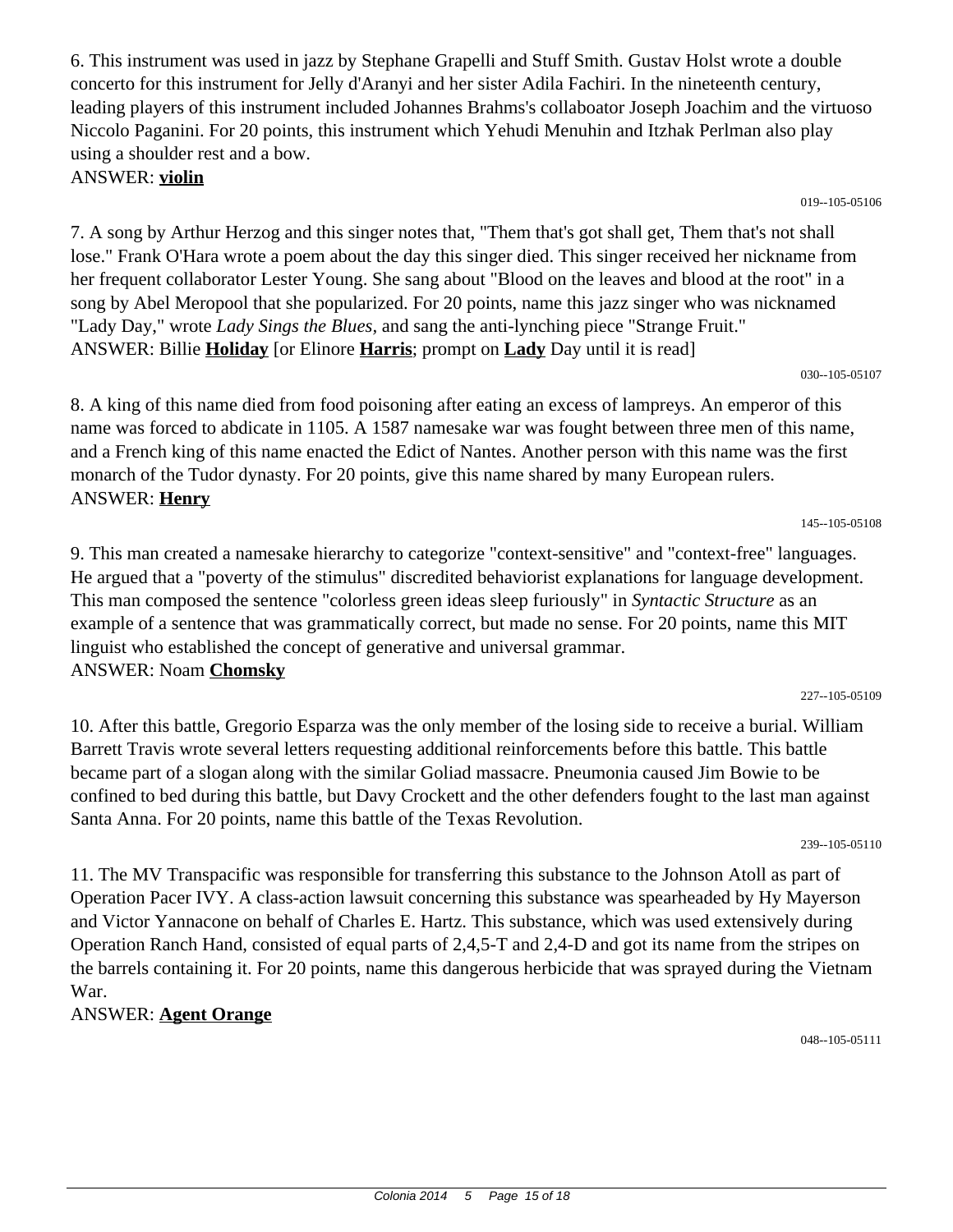6. This instrument was used in jazz by Stephane Grapelli and Stuff Smith. Gustav Holst wrote a double concerto for this instrument for Jelly d'Aranyi and her sister Adila Fachiri. In the nineteenth century, leading players of this instrument included Johannes Brahms's collaboator Joseph Joachim and the virtuoso Niccolo Paganini. For 20 points, this instrument which Yehudi Menuhin and Itzhak Perlman also play using a shoulder rest and a bow.

ANSWER: **violin**

019--105-05106

7. A song by Arthur Herzog and this singer notes that, "Them that's got shall get, Them that's not shall lose." Frank O'Hara wrote a poem about the day this singer died. This singer received her nickname from her frequent collaborator Lester Young. She sang about "Blood on the leaves and blood at the root" in a song by Abel Meropool that she popularized. For 20 points, name this jazz singer who was nicknamed "Lady Day," wrote *Lady Sings the Blues*, and sang the anti-lynching piece "Strange Fruit."

ANSWER: Billie **Holiday** [or Elinore **Harris**; prompt on **Lady** Day until it is read]

030--105-05107

8. A king of this name died from food poisoning after eating an excess of lampreys. An emperor of this name was forced to abdicate in 1105. A 1587 namesake war was fought between three men of this name, and a French king of this name enacted the Edict of Nantes. Another person with this name was the first monarch of the Tudor dynasty. For 20 points, give this name shared by many European rulers.

ANSWER: **Henry**

145--105-05108

9. This man created a namesake hierarchy to categorize "context-sensitive" and "context-free" languages. He argued that a "poverty of the stimulus" discredited behaviorist explanations for language development. This man composed the sentence "colorless green ideas sleep furiously" in *Syntactic Structure* as an example of a sentence that was grammatically correct, but made no sense. For 20 points, name this MIT linguist who established the concept of generative and universal grammar.

ANSWER: Noam **Chomsky**

227--105-05109

10. After this battle, Gregorio Esparza was the only member of the losing side to receive a burial. William Barrett Travis wrote several letters requesting additional reinforcements before this battle. This battle became part of a slogan along with the similar Goliad massacre. Pneumonia caused Jim Bowie to be confined to bed during this battle, but Davy Crockett and the other defenders fought to the last man against Santa Anna. For 20 points, name this battle of the Texas Revolution.

239--105-05110

11. The MV Transpacific was responsible for transferring this substance to the Johnson Atoll as part of Operation Pacer IVY. A class-action lawsuit concerning this substance was spearheaded by Hy Mayerson and Victor Yannacone on behalf of Charles E. Hartz. This substance, which was used extensively during Operation Ranch Hand, consisted of equal parts of 2,4,5-T and 2,4-D and got its name from the stripes on the barrels containing it. For 20 points, name this dangerous herbicide that was sprayed during the Vietnam War.

ANSWER: **Agent Orange**

048--105-05111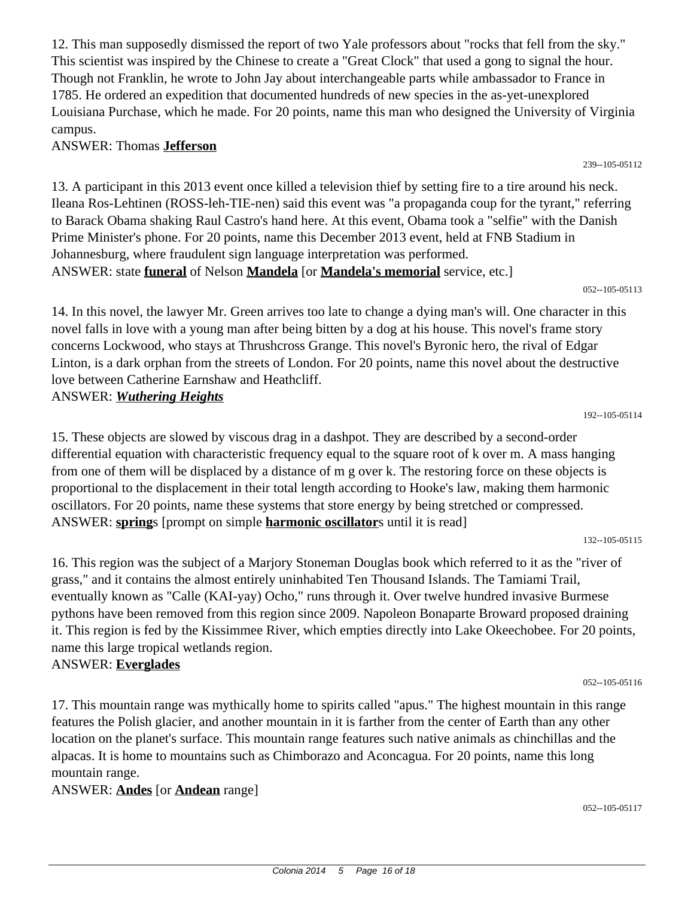12. This man supposedly dismissed the report of two Yale professors about "rocks that fell from the sky." This scientist was inspired by the Chinese to create a "Great Clock" that used a gong to signal the hour. Though not Franklin, he wrote to John Jay about interchangeable parts while ambassador to France in 1785. He ordered an expedition that documented hundreds of new species in the as-yet-unexplored Louisiana Purchase, which he made. For 20 points, name this man who designed the University of Virginia campus.

ANSWER: Thomas **Jefferson**

239--105-05112

13. A participant in this 2013 event once killed a television thief by setting fire to a tire around his neck. Ileana Ros-Lehtinen (ROSS-leh-TIE-nen) said this event was "a propaganda coup for the tyrant," referring to Barack Obama shaking Raul Castro's hand here. At this event, Obama took a "selfie" with the Danish Prime Minister's phone. For 20 points, name this December 2013 event, held at FNB Stadium in Johannesburg, where fraudulent sign language interpretation was performed.

ANSWER: state **funeral** of Nelson **Mandela** [or **Mandela's memorial** service, etc.]

052--105-05113

14. In this novel, the lawyer Mr. Green arrives too late to change a dying man's will. One character in this novel falls in love with a young man after being bitten by a dog at his house. This novel's frame story concerns Lockwood, who stays at Thrushcross Grange. This novel's Byronic hero, the rival of Edgar Linton, is a dark orphan from the streets of London. For 20 points, name this novel about the destructive love between Catherine Earnshaw and Heathcliff.

ANSWER: ***Wuthering Heights***

192--105-05114

15. These objects are slowed by viscous drag in a dashpot. They are described by a second-order differential equation with characteristic frequency equal to the square root of k over m. A mass hanging from one of them will be displaced by a distance of m g over k. The restoring force on these objects is proportional to the displacement in their total length according to Hooke's law, making them harmonic oscillators. For 20 points, name these systems that store energy by being stretched or compressed.

ANSWER: **spring**s [prompt on simple **harmonic oscillator**s until it is read]

132--105-05115

16. This region was the subject of a Marjory Stoneman Douglas book which referred to it as the "river of grass," and it contains the almost entirely uninhabited Ten Thousand Islands. The Tamiami Trail, eventually known as "Calle (KAI-yay) Ocho," runs through it. Over twelve hundred invasive Burmese pythons have been removed from this region since 2009. Napoleon Bonaparte Broward proposed draining it. This region is fed by the Kissimmee River, which empties directly into Lake Okeechobee. For 20 points, name this large tropical wetlands region.

ANSWER: **Everglades**

052--105-05116

17. This mountain range was mythically home to spirits called "apus." The highest mountain in this range features the Polish glacier, and another mountain in it is farther from the center of Earth than any other location on the planet's surface. This mountain range features such native animals as chinchillas and the alpacas. It is home to mountains such as Chimborazo and Aconcagua. For 20 points, name this long mountain range.

ANSWER: **Andes** [or **Andean** range]

052--105-05117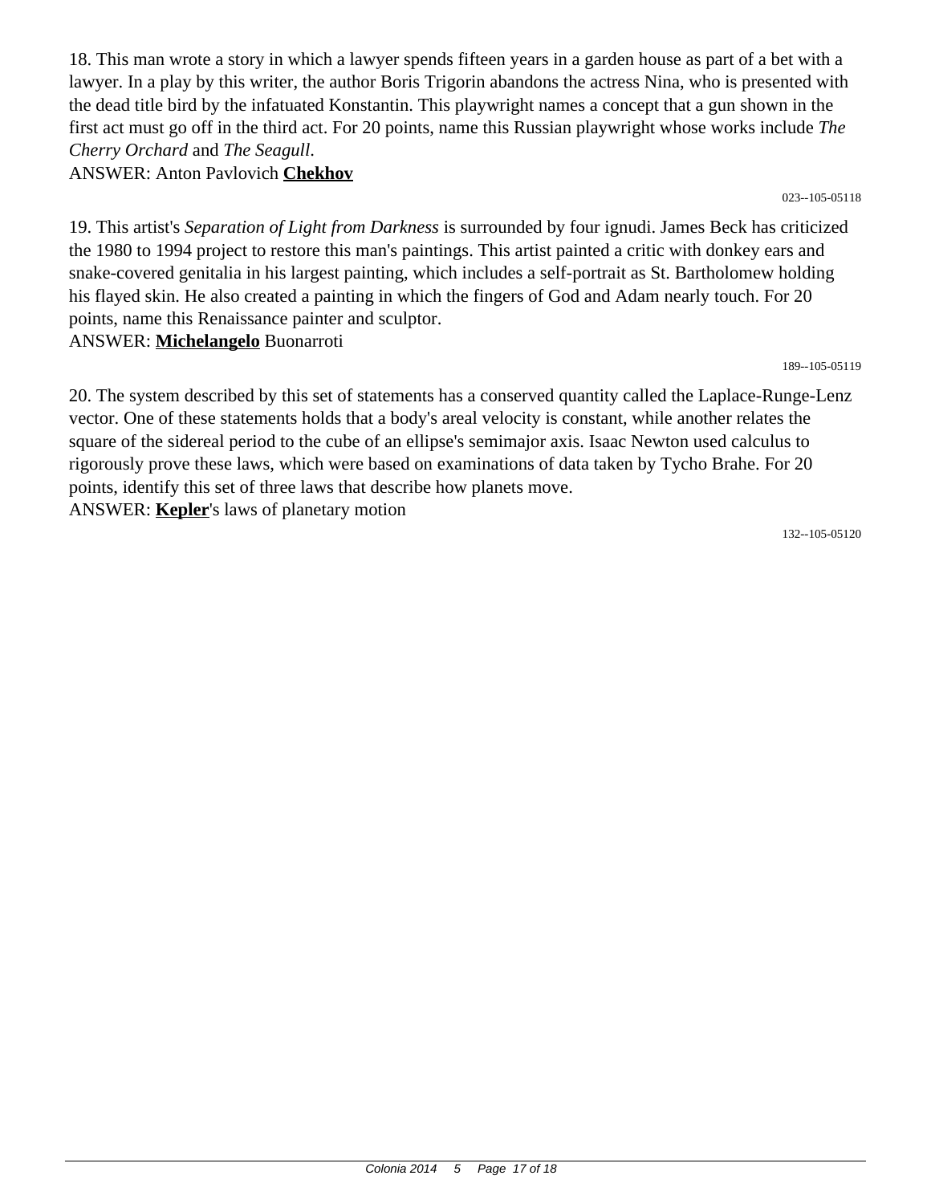18. This man wrote a story in which a lawyer spends fifteen years in a garden house as part of a bet with a lawyer. In a play by this writer, the author Boris Trigorin abandons the actress Nina, who is presented with the dead title bird by the infatuated Konstantin. This playwright names a concept that a gun shown in the first act must go off in the third act. For 20 points, name this Russian playwright whose works include *The Cherry Orchard* and *The Seagull*.

ANSWER: Anton Pavlovich **Chekhov**

023--105-05118

19. This artist's *Separation of Light from Darkness* is surrounded by four ignudi. James Beck has criticized the 1980 to 1994 project to restore this man's paintings. This artist painted a critic with donkey ears and snake-covered genitalia in his largest painting, which includes a self-portrait as St. Bartholomew holding his flayed skin. He also created a painting in which the fingers of God and Adam nearly touch. For 20 points, name this Renaissance painter and sculptor.

ANSWER: **Michelangelo** Buonarroti

189--105-05119

20. The system described by this set of statements has a conserved quantity called the Laplace-Runge-Lenz vector. One of these statements holds that a body's areal velocity is constant, while another relates the square of the sidereal period to the cube of an ellipse's semimajor axis. Isaac Newton used calculus to rigorously prove these laws, which were based on examinations of data taken by Tycho Brahe. For 20 points, identify this set of three laws that describe how planets move.

ANSWER: **Kepler**'s laws of planetary motion

132--105-05120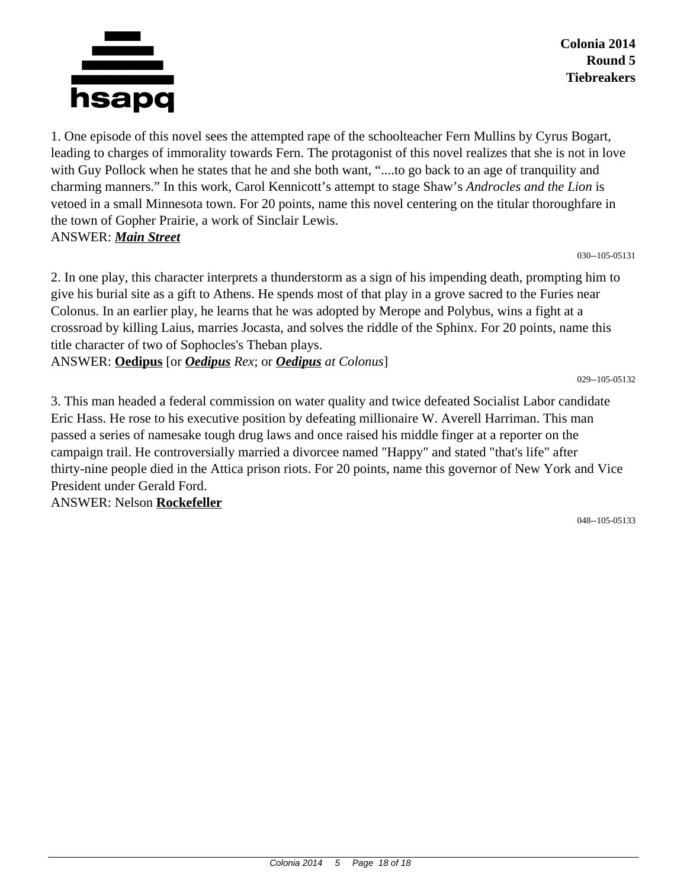**Colonia 2014**
**Round 5**
**Tiebreakers**

1. One episode of this novel sees the attempted rape of the schoolteacher Fern Mullins by Cyrus Bogart, leading to charges of immorality towards Fern. The protagonist of this novel realizes that she is not in love with Guy Pollock when he states that he and she both want, "....to go back to an age of tranquility and charming manners." In this work, Carol Kennicott's attempt to stage Shaw's *Androcles and the Lion* is vetoed in a small Minnesota town. For 20 points, name this novel centering on the titular thoroughfare in the town of Gopher Prairie, a work of Sinclair Lewis.
ANSWER: ***Main Street***

030--105-05131

2. In one play, this character interprets a thunderstorm as a sign of his impending death, prompting him to give his burial site as a gift to Athens. He spends most of that play in a grove sacred to the Furies near Colonus. In an earlier play, he learns that he was adopted by Merope and Polybus, wins a fight at a crossroad by killing Laius, marries Jocasta, and solves the riddle of the Sphinx. For 20 points, name this title character of two of Sophocles's Theban plays.
ANSWER: **Oedipus** [or ***Oedipus*** *Rex*; or ***Oedipus*** *at Colonus*]

029--105-05132

3. This man headed a federal commission on water quality and twice defeated Socialist Labor candidate Eric Hass. He rose to his executive position by defeating millionaire W. Averell Harriman. This man passed a series of namesake tough drug laws and once raised his middle finger at a reporter on the campaign trail. He controversially married a divorcee named "Happy" and stated "that's life" after thirty-nine people died in the Attica prison riots. For 20 points, name this governor of New York and Vice President under Gerald Ford.
ANSWER: Nelson **Rockefeller**

048--105-05133